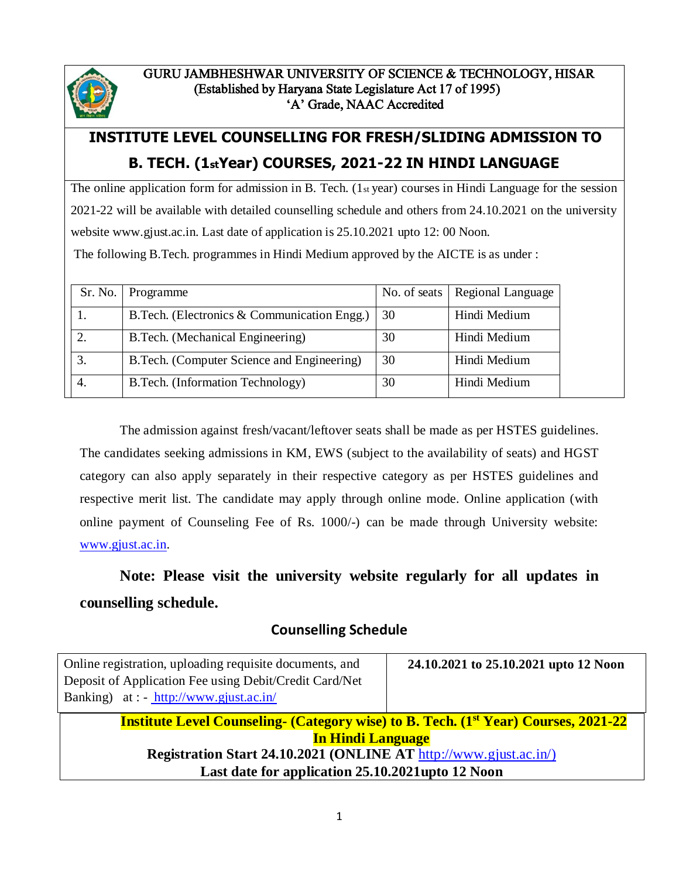GURU JAMBHESHWAR UNIVERSITY OF SCIENCE & TECHNOLOGY, HISAR
(Established by Haryana State Legislature Act 17 of 1995)
'A' Grade, NAAC Accredited

# INSTITUTE LEVEL COUNSELLING FOR FRESH/SLIDING ADMISSION TO B. TECH. (1st Year) COURSES, 2021-22 IN HINDI LANGUAGE

The online application form for admission in B. Tech. (1st year) courses in Hindi Language for the session 2021-22 will be available with detailed counselling schedule and others from 24.10.2021 on the university website www.gjust.ac.in. Last date of application is 25.10.2021 upto 12: 00 Noon.

The following B.Tech. programmes in Hindi Medium approved by the AICTE is as under :

| Sr. No. | Programme | No. of seats | Regional Language |
|---|---|---|---|
| 1. | B.Tech. (Electronics & Communication Engg.) | 30 | Hindi Medium |
| 2. | B.Tech. (Mechanical Engineering) | 30 | Hindi Medium |
| 3. | B.Tech. (Computer Science and Engineering) | 30 | Hindi Medium |
| 4. | B.Tech. (Information Technology) | 30 | Hindi Medium |

The admission against fresh/vacant/leftover seats shall be made as per HSTES guidelines. The candidates seeking admissions in KM, EWS (subject to the availability of seats) and HGST category can also apply separately in their respective category as per HSTES guidelines and respective merit list. The candidate may apply through online mode. Online application (with online payment of Counseling Fee of Rs. 1000/-) can be made through University website: www.gjust.ac.in.

**Note: Please visit the university website regularly for all updates in counselling schedule.**

## Counselling Schedule

| Online registration, uploading requisite documents, and Deposit of Application Fee using Debit/Credit Card/Net Banking) at : - http://www.gjust.ac.in/ | **24.10.2021 to 25.10.2021 upto 12 Noon** |
|---|---|

**Institute Level Counseling- (Category wise) to B. Tech. (1st Year) Courses, 2021-22 In Hindi Language**

**Registration Start 24.10.2021 (ONLINE AT http://www.gjust.ac.in/)**

**Last date for application 25.10.2021upto 12 Noon**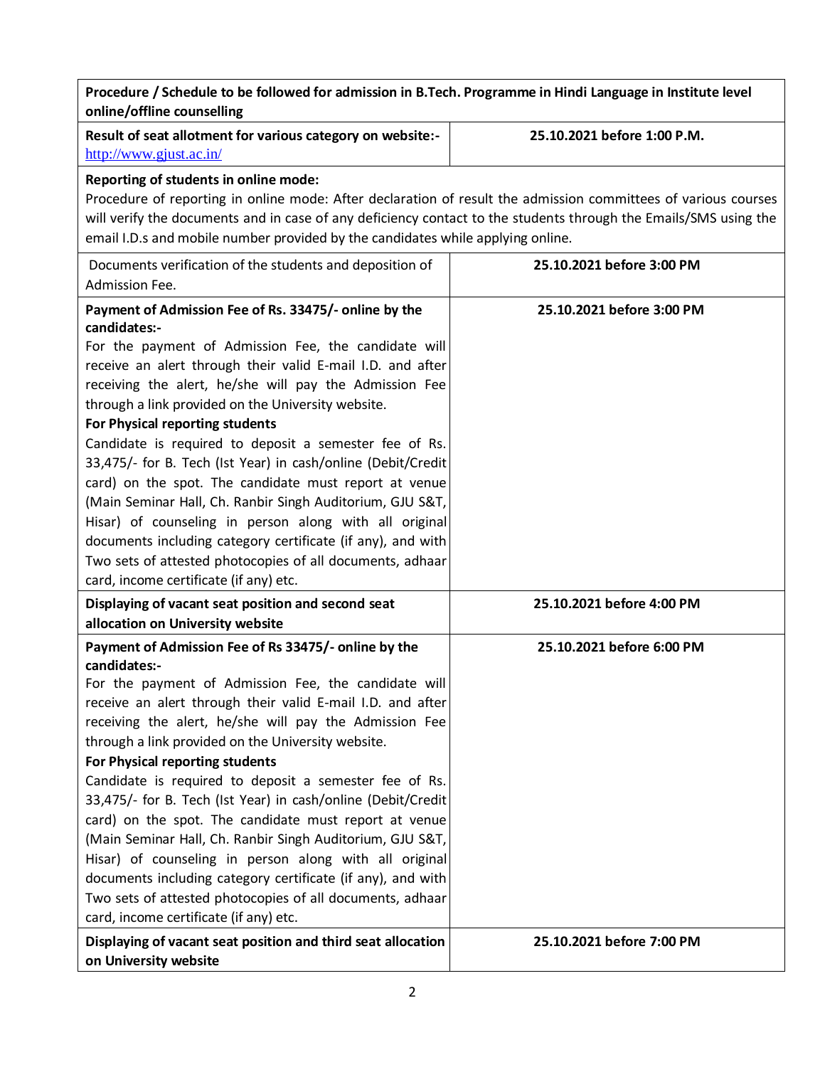| **Procedure / Schedule to be followed for admission in B.Tech. Programme in Hindi Language in Institute level online/offline counselling** | |
|---|---|
| **Result of seat allotment for various category on website:-** http://www.gjust.ac.in/ | **25.10.2021 before 1:00 P.M.** |
| **Reporting of students in online mode:**<br>Procedure of reporting in online mode: After declaration of result the admission committees of various courses will verify the documents and in case of any deficiency contact to the students through the Emails/SMS using the email I.D.s and mobile number provided by the candidates while applying online. | |
| Documents verification of the students and deposition of Admission Fee. | **25.10.2021 before 3:00 PM** |
| **Payment of Admission Fee of Rs. 33475/- online by the candidates:-**<br>For the payment of Admission Fee, the candidate will receive an alert through their valid E-mail I.D. and after receiving the alert, he/she will pay the Admission Fee through a link provided on the University website.<br>**For Physical reporting students**<br>Candidate is required to deposit a semester fee of Rs. 33,475/- for B. Tech (Ist Year) in cash/online (Debit/Credit card) on the spot. The candidate must report at venue (Main Seminar Hall, Ch. Ranbir Singh Auditorium, GJU S&T, Hisar) of counseling in person along with all original documents including category certificate (if any), and with Two sets of attested photocopies of all documents, adhaar card, income certificate (if any) etc. | **25.10.2021 before 3:00 PM** |
| **Displaying of vacant seat position and second seat allocation on University website** | **25.10.2021 before 4:00 PM** |
| **Payment of Admission Fee of Rs 33475/- online by the candidates:-**<br>For the payment of Admission Fee, the candidate will receive an alert through their valid E-mail I.D. and after receiving the alert, he/she will pay the Admission Fee through a link provided on the University website.<br>**For Physical reporting students**<br>Candidate is required to deposit a semester fee of Rs. 33,475/- for B. Tech (Ist Year) in cash/online (Debit/Credit card) on the spot. The candidate must report at venue (Main Seminar Hall, Ch. Ranbir Singh Auditorium, GJU S&T, Hisar) of counseling in person along with all original documents including category certificate (if any), and with Two sets of attested photocopies of all documents, adhaar card, income certificate (if any) etc. | **25.10.2021 before 6:00 PM** |
| **Displaying of vacant seat position and third seat allocation on University website** | **25.10.2021 before 7:00 PM** |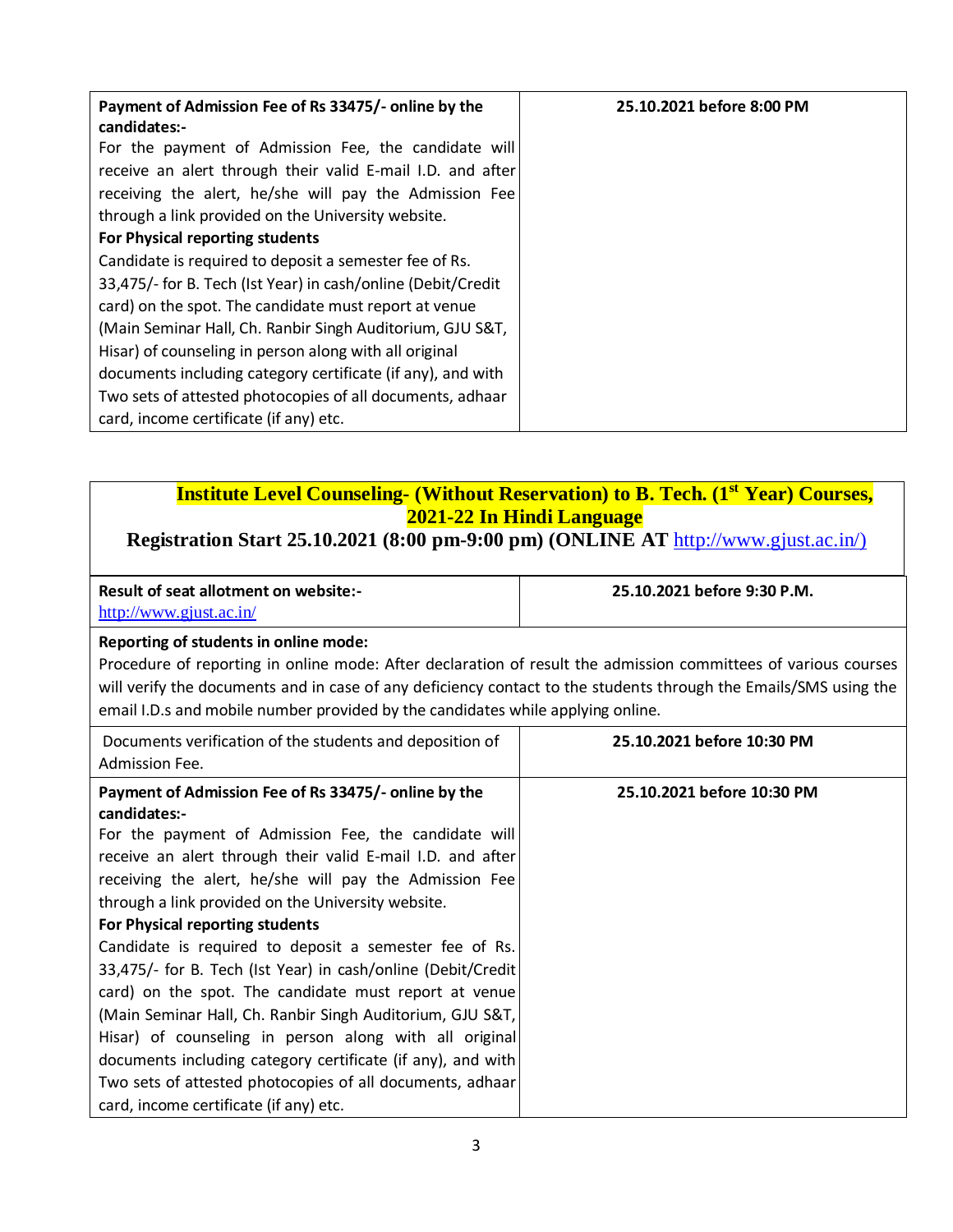| Payment of Admission Fee of Rs 33475/- online by the candidates:-<br>For the payment of Admission Fee, the candidate will receive an alert through their valid E-mail I.D. and after receiving the alert, he/she will pay the Admission Fee through a link provided on the University website.<br>**For Physical reporting students**<br>Candidate is required to deposit a semester fee of Rs. 33,475/- for B. Tech (Ist Year) in cash/online (Debit/Credit card) on the spot. The candidate must report at venue (Main Seminar Hall, Ch. Ranbir Singh Auditorium, GJU S&T, Hisar) of counseling in person along with all original documents including category certificate (if any), and with Two sets of attested photocopies of all documents, adhaar card, income certificate (if any) etc. | **25.10.2021 before 8:00 PM** |
|---|---|

## Institute Level Counseling- (Without Reservation) to B. Tech. (1st Year) Courses, 2021-22 In Hindi Language

**Registration Start 25.10.2021 (8:00 pm-9:00 pm) (ONLINE AT http://www.gjust.ac.in/)**

| **Result of seat allotment on website:-**<br>http://www.gjust.ac.in/ | **25.10.2021 before 9:30 P.M.** |
|---|---|
| **Reporting of students in online mode:**<br>Procedure of reporting in online mode: After declaration of result the admission committees of various courses will verify the documents and in case of any deficiency contact to the students through the Emails/SMS using the email I.D.s and mobile number provided by the candidates while applying online. | |
| Documents verification of the students and deposition of Admission Fee. | **25.10.2021 before 10:30 PM** |
| **Payment of Admission Fee of Rs 33475/- online by the candidates:-**<br>For the payment of Admission Fee, the candidate will receive an alert through their valid E-mail I.D. and after receiving the alert, he/she will pay the Admission Fee through a link provided on the University website.<br>**For Physical reporting students**<br>Candidate is required to deposit a semester fee of Rs. 33,475/- for B. Tech (Ist Year) in cash/online (Debit/Credit card) on the spot. The candidate must report at venue (Main Seminar Hall, Ch. Ranbir Singh Auditorium, GJU S&T, Hisar) of counseling in person along with all original documents including category certificate (if any), and with Two sets of attested photocopies of all documents, adhaar card, income certificate (if any) etc. | **25.10.2021 before 10:30 PM** |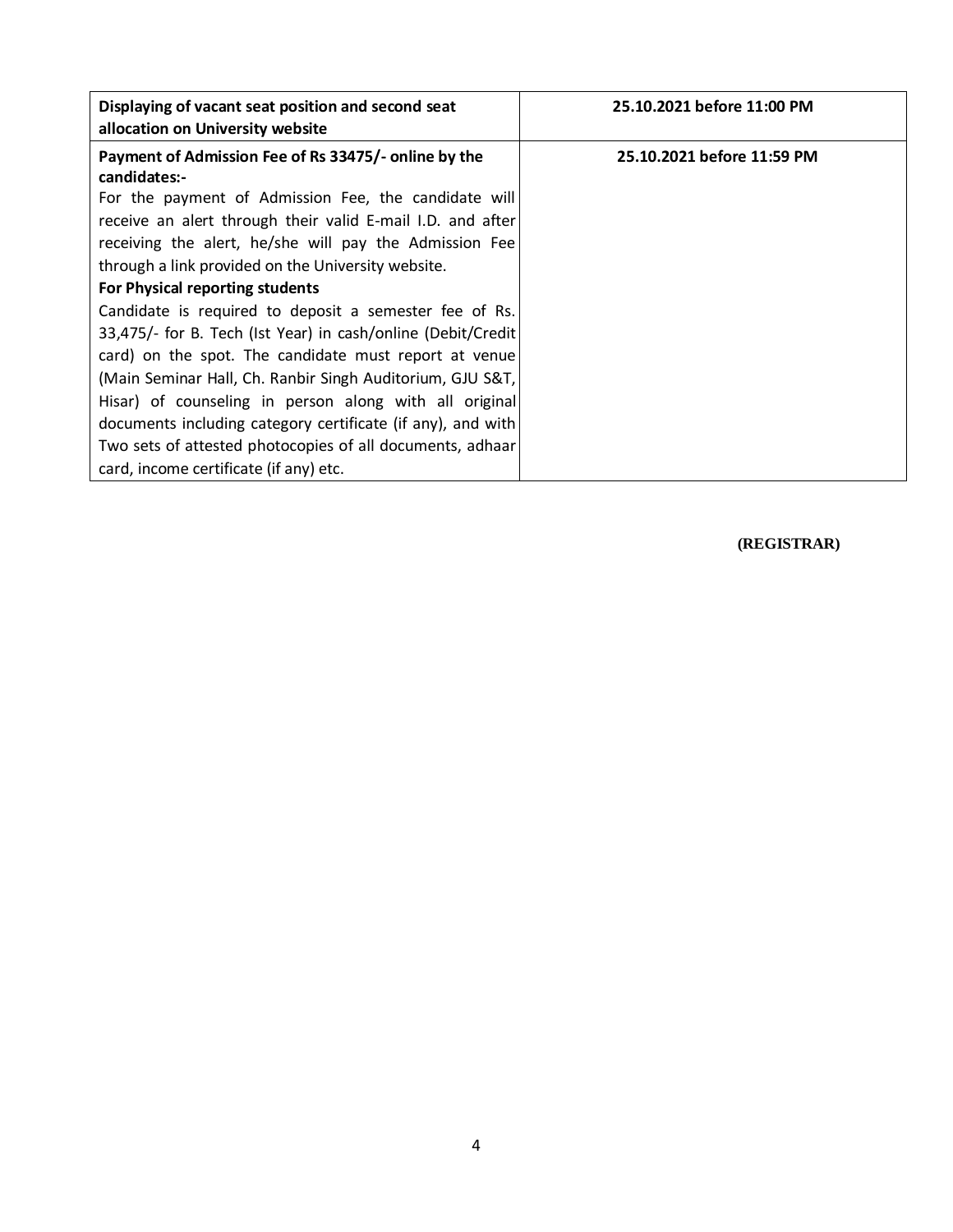| | |
|---|---|
| **Displaying of vacant seat position and second seat allocation on University website** | **25.10.2021 before 11:00 PM** |
| **Payment of Admission Fee of Rs 33475/- online by the candidates:-**<br>For the payment of Admission Fee, the candidate will receive an alert through their valid E-mail I.D. and after receiving the alert, he/she will pay the Admission Fee through a link provided on the University website.<br>**For Physical reporting students**<br>Candidate is required to deposit a semester fee of Rs. 33,475/- for B. Tech (Ist Year) in cash/online (Debit/Credit card) on the spot. The candidate must report at venue (Main Seminar Hall, Ch. Ranbir Singh Auditorium, GJU S&T, Hisar) of counseling in person along with all original documents including category certificate (if any), and with Two sets of attested photocopies of all documents, adhaar card, income certificate (if any) etc. | **25.10.2021 before 11:59 PM** |

**(REGISTRAR)**